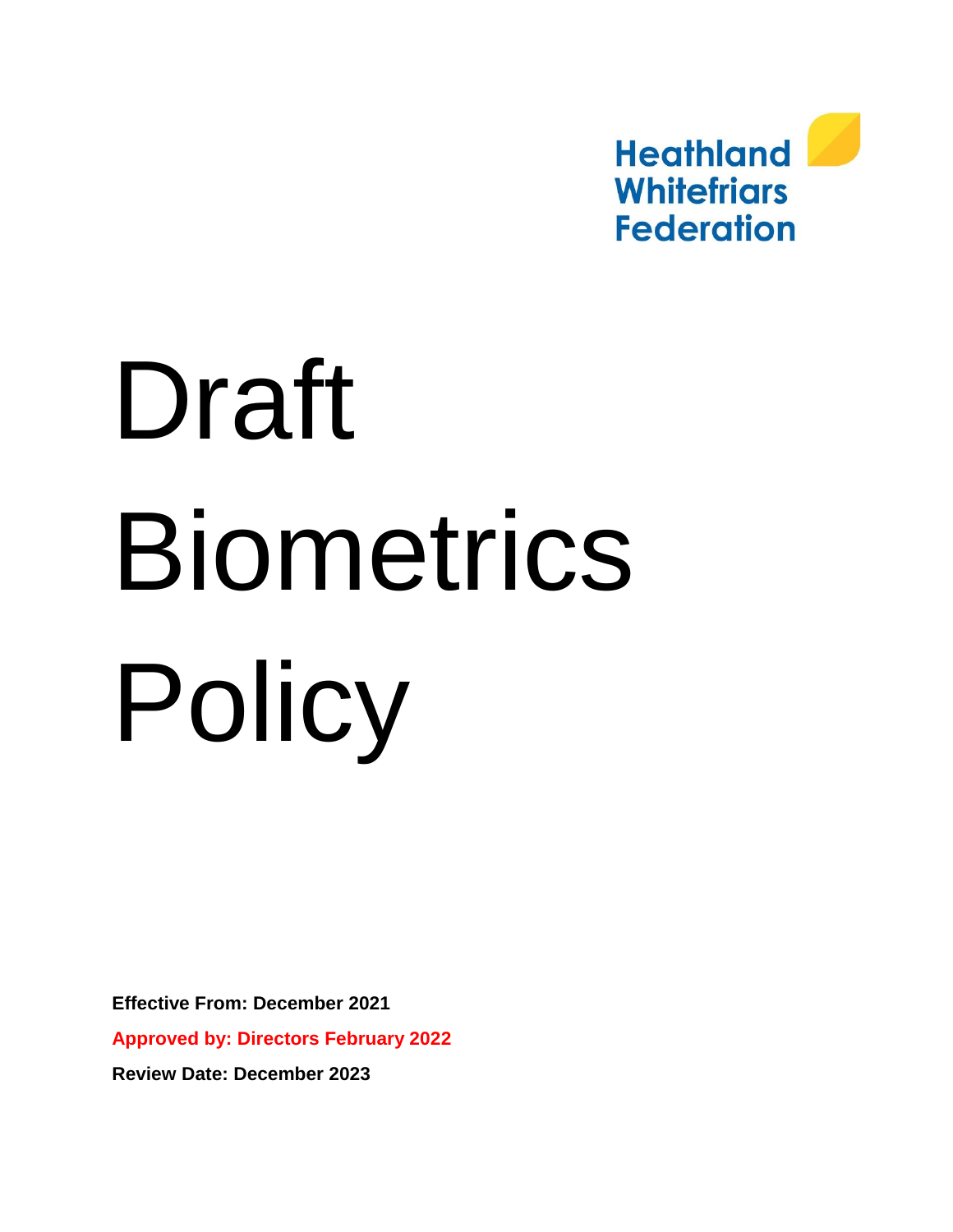Heathland Whitefriars Federation

# Draft Biometrics Policy

**Effective From: December 2021**

**Approved by: Directors February 2022**

**Review Date: December 2023**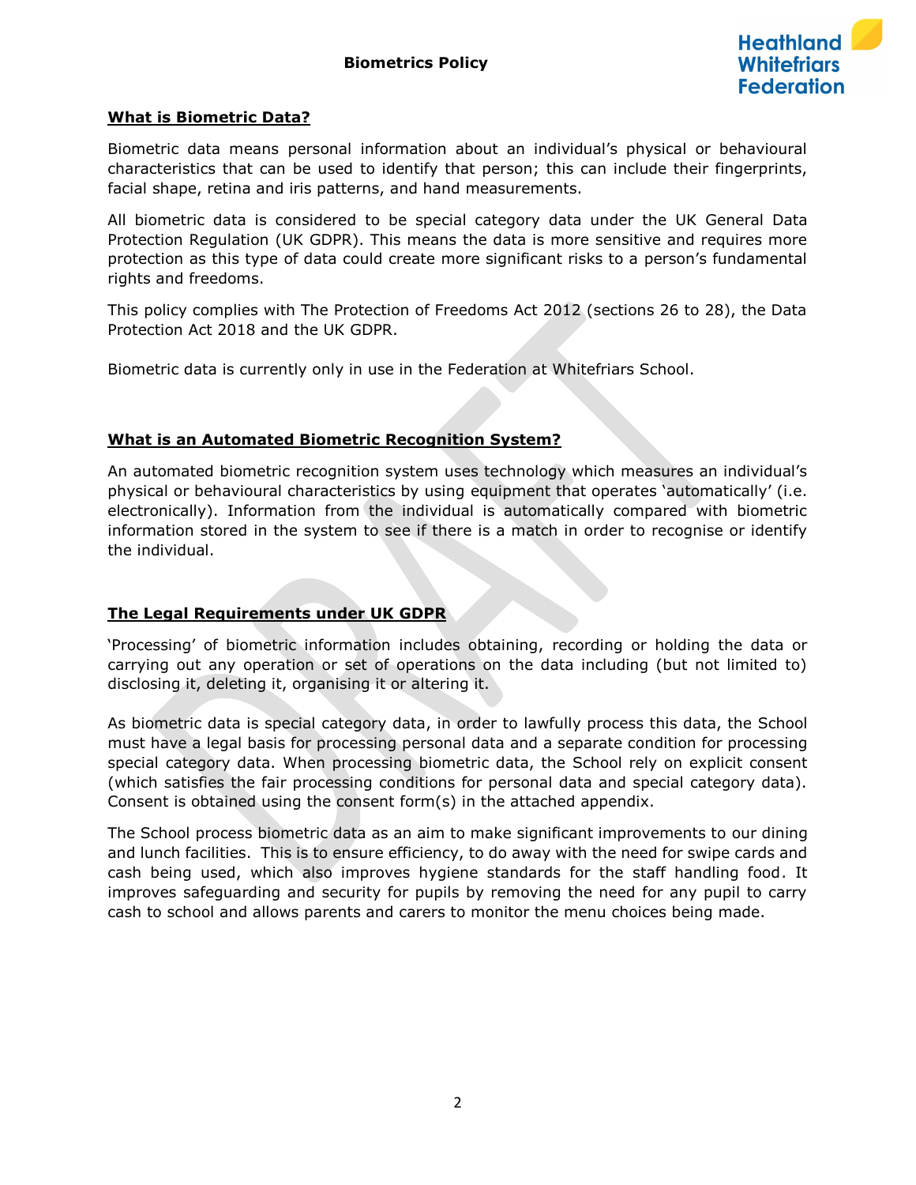**Biometrics Policy**

## What is Biometric Data?

Biometric data means personal information about an individual's physical or behavioural characteristics that can be used to identify that person; this can include their fingerprints, facial shape, retina and iris patterns, and hand measurements.

All biometric data is considered to be special category data under the UK General Data Protection Regulation (UK GDPR). This means the data is more sensitive and requires more protection as this type of data could create more significant risks to a person's fundamental rights and freedoms.

This policy complies with The Protection of Freedoms Act 2012 (sections 26 to 28), the Data Protection Act 2018 and the UK GDPR.

Biometric data is currently only in use in the Federation at Whitefriars School.

## What is an Automated Biometric Recognition System?

An automated biometric recognition system uses technology which measures an individual's physical or behavioural characteristics by using equipment that operates 'automatically' (i.e. electronically). Information from the individual is automatically compared with biometric information stored in the system to see if there is a match in order to recognise or identify the individual.

## The Legal Requirements under UK GDPR

'Processing' of biometric information includes obtaining, recording or holding the data or carrying out any operation or set of operations on the data including (but not limited to) disclosing it, deleting it, organising it or altering it.

As biometric data is special category data, in order to lawfully process this data, the School must have a legal basis for processing personal data and a separate condition for processing special category data. When processing biometric data, the School rely on explicit consent (which satisfies the fair processing conditions for personal data and special category data). Consent is obtained using the consent form(s) in the attached appendix.

The School process biometric data as an aim to make significant improvements to our dining and lunch facilities. This is to ensure efficiency, to do away with the need for swipe cards and cash being used, which also improves hygiene standards for the staff handling food. It improves safeguarding and security for pupils by removing the need for any pupil to carry cash to school and allows parents and carers to monitor the menu choices being made.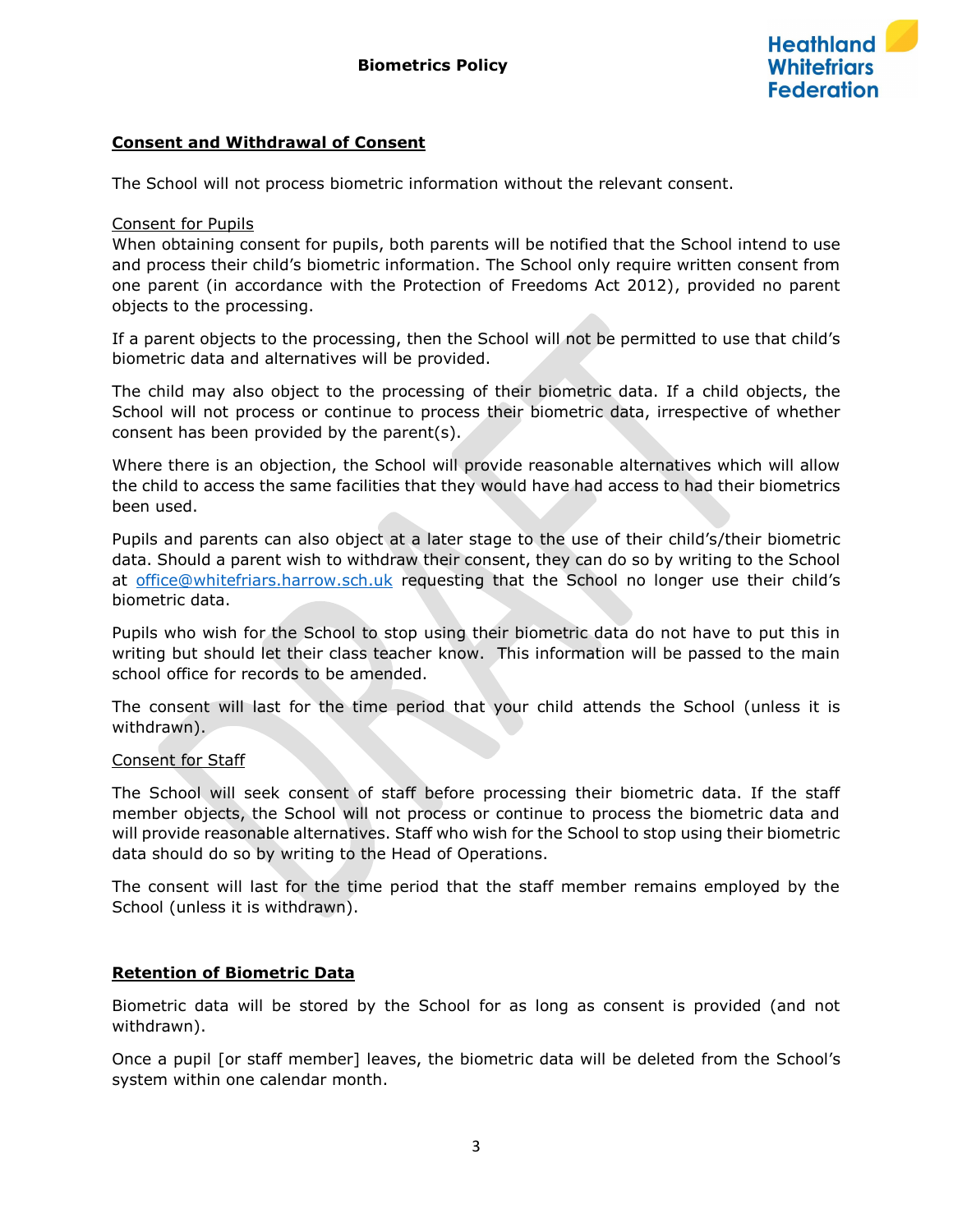## **Consent and Withdrawal of Consent**

The School will not process biometric information without the relevant consent.

### Consent for Pupils

When obtaining consent for pupils, both parents will be notified that the School intend to use and process their child's biometric information. The School only require written consent from one parent (in accordance with the Protection of Freedoms Act 2012), provided no parent objects to the processing.

If a parent objects to the processing, then the School will not be permitted to use that child's biometric data and alternatives will be provided.

The child may also object to the processing of their biometric data. If a child objects, the School will not process or continue to process their biometric data, irrespective of whether consent has been provided by the parent(s).

Where there is an objection, the School will provide reasonable alternatives which will allow the child to access the same facilities that they would have had access to had their biometrics been used.

Pupils and parents can also object at a later stage to the use of their child's/their biometric data. Should a parent wish to withdraw their consent, they can do so by writing to the School at office@whitefriars.harrow.sch.uk requesting that the School no longer use their child's biometric data.

Pupils who wish for the School to stop using their biometric data do not have to put this in writing but should let their class teacher know. This information will be passed to the main school office for records to be amended.

The consent will last for the time period that your child attends the School (unless it is withdrawn).

### Consent for Staff

The School will seek consent of staff before processing their biometric data. If the staff member objects, the School will not process or continue to process the biometric data and will provide reasonable alternatives. Staff who wish for the School to stop using their biometric data should do so by writing to the Head of Operations.

The consent will last for the time period that the staff member remains employed by the School (unless it is withdrawn).

## **Retention of Biometric Data**

Biometric data will be stored by the School for as long as consent is provided (and not withdrawn).

Once a pupil [or staff member] leaves, the biometric data will be deleted from the School's system within one calendar month.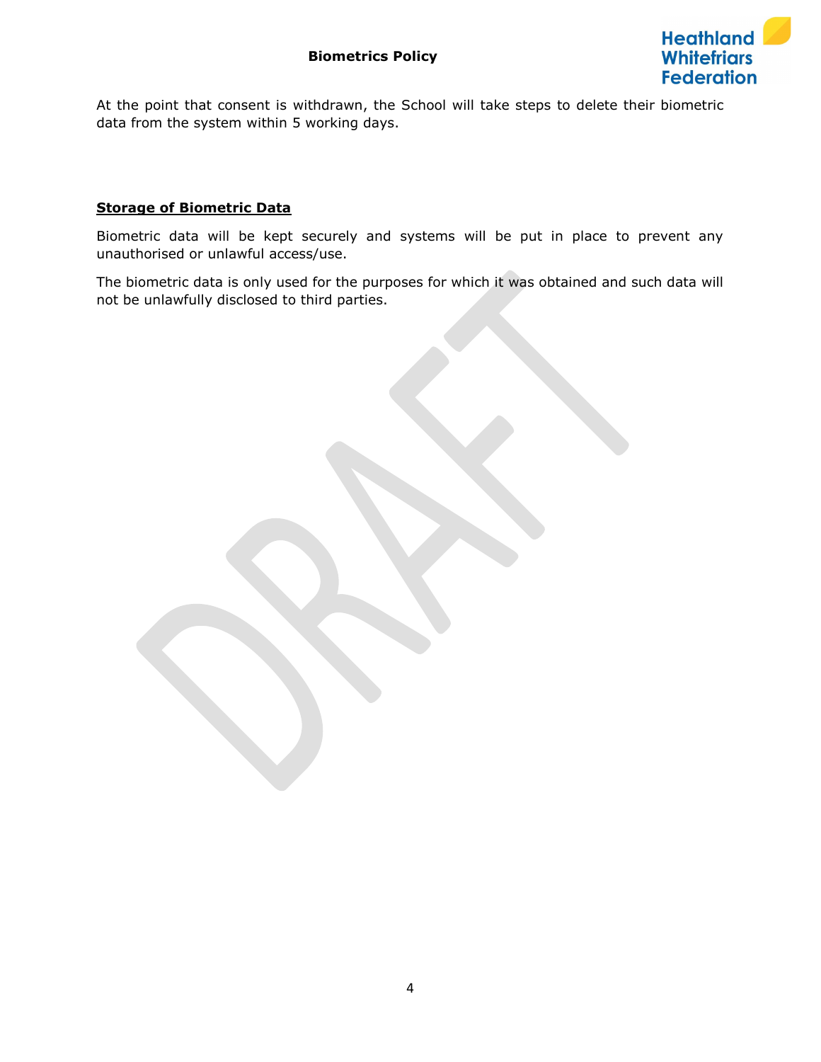At the point that consent is withdrawn, the School will take steps to delete their biometric data from the system within 5 working days.

## Storage of Biometric Data

Biometric data will be kept securely and systems will be put in place to prevent any unauthorised or unlawful access/use.

The biometric data is only used for the purposes for which it was obtained and such data will not be unlawfully disclosed to third parties.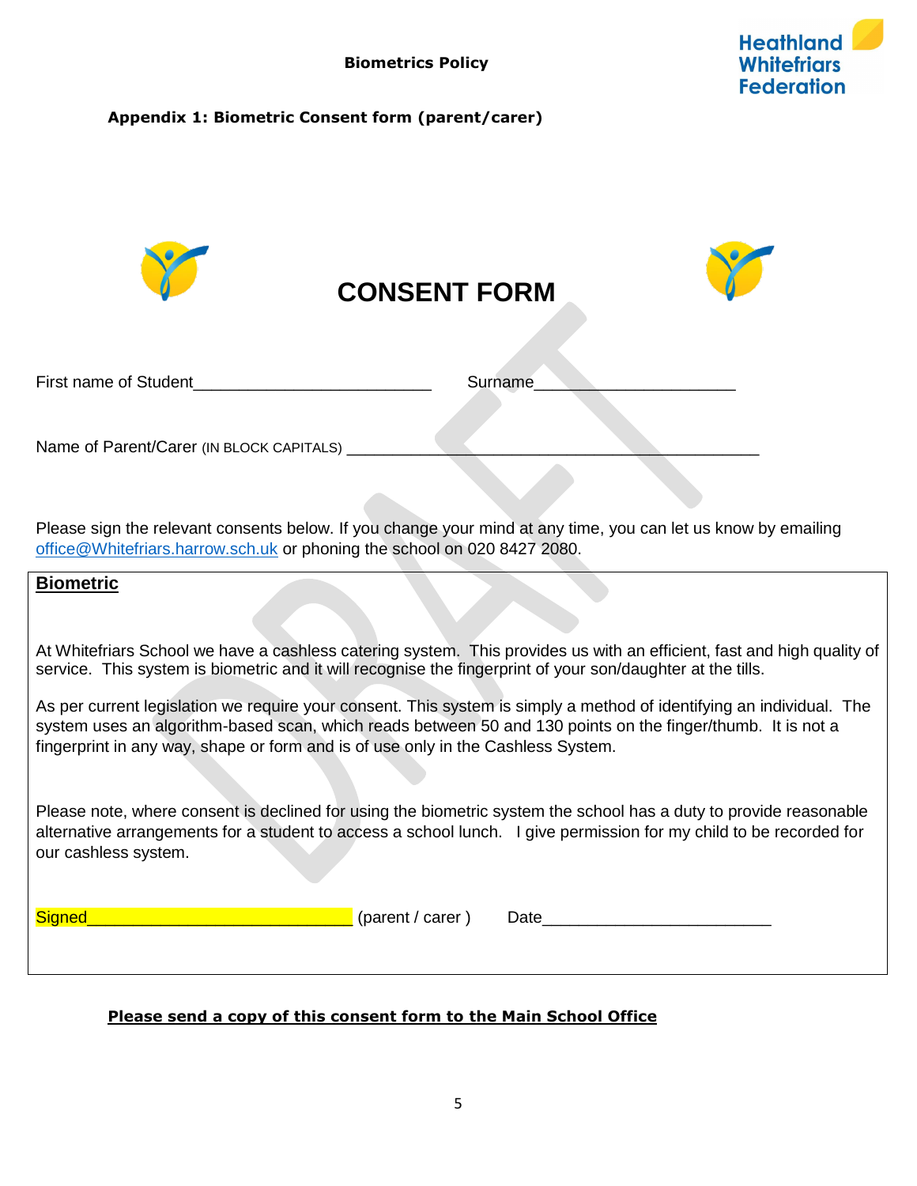Biometrics Policy

## Appendix 1: Biometric Consent form (parent/carer)

# CONSENT FORM

First name of Student_________________________ Surname_____________________

Name of Parent/Carer (IN BLOCK CAPITALS) ____________________________________________

Please sign the relevant consents below. If you change your mind at any time, you can let us know by emailing office@Whitefriars.harrow.sch.uk or phoning the school on 020 8427 2080.

**Biometric**

At Whitefriars School we have a cashless catering system. This provides us with an efficient, fast and high quality of service. This system is biometric and it will recognise the fingerprint of your son/daughter at the tills.

As per current legislation we require your consent. This system is simply a method of identifying an individual. The system uses an algorithm-based scan, which reads between 50 and 130 points on the finger/thumb. It is not a fingerprint in any way, shape or form and is of use only in the Cashless System.

Please note, where consent is declined for using the biometric system the school has a duty to provide reasonable alternative arrangements for a student to access a school lunch. I give permission for my child to be recorded for our cashless system.

Signed____________________________ (parent / carer ) Date________________________

**Please send a copy of this consent form to the Main School Office**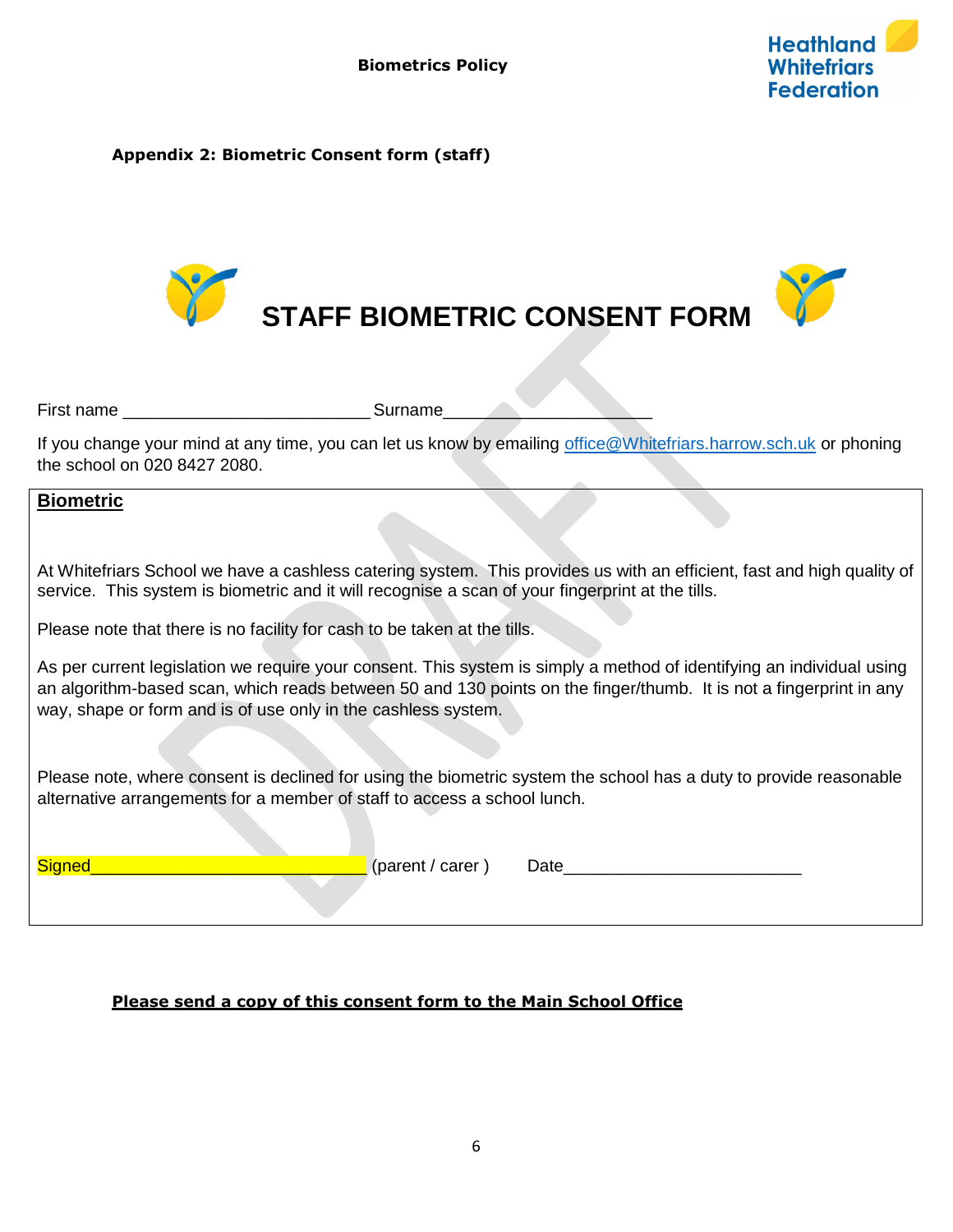Appendix 2: Biometric Consent form (staff)

# STAFF BIOMETRIC CONSENT FORM

First name \_\_\_\_\_\_\_\_\_\_\_\_\_\_\_\_\_\_\_\_\_\_\_\_\_\_ Surname\_\_\_\_\_\_\_\_\_\_\_\_\_\_\_\_\_\_\_\_\_\_

If you change your mind at any time, you can let us know by emailing office@Whitefriars.harrow.sch.uk or phoning the school on 020 8427 2080.

**Biometric**

At Whitefriars School we have a cashless catering system. This provides us with an efficient, fast and high quality of service. This system is biometric and it will recognise a scan of your fingerprint at the tills.

Please note that there is no facility for cash to be taken at the tills.

As per current legislation we require your consent. This system is simply a method of identifying an individual using an algorithm-based scan, which reads between 50 and 130 points on the finger/thumb. It is not a fingerprint in any way, shape or form and is of use only in the cashless system.

Please note, where consent is declined for using the biometric system the school has a duty to provide reasonable alternative arrangements for a member of staff to access a school lunch.

Signed\_\_\_\_\_\_\_\_\_\_\_\_\_\_\_\_\_\_\_\_\_\_\_\_\_\_\_\_\_ (parent / carer ) Date\_\_\_\_\_\_\_\_\_\_\_\_\_\_\_\_\_\_\_\_\_\_\_\_\_

**Please send a copy of this consent form to the Main School Office**